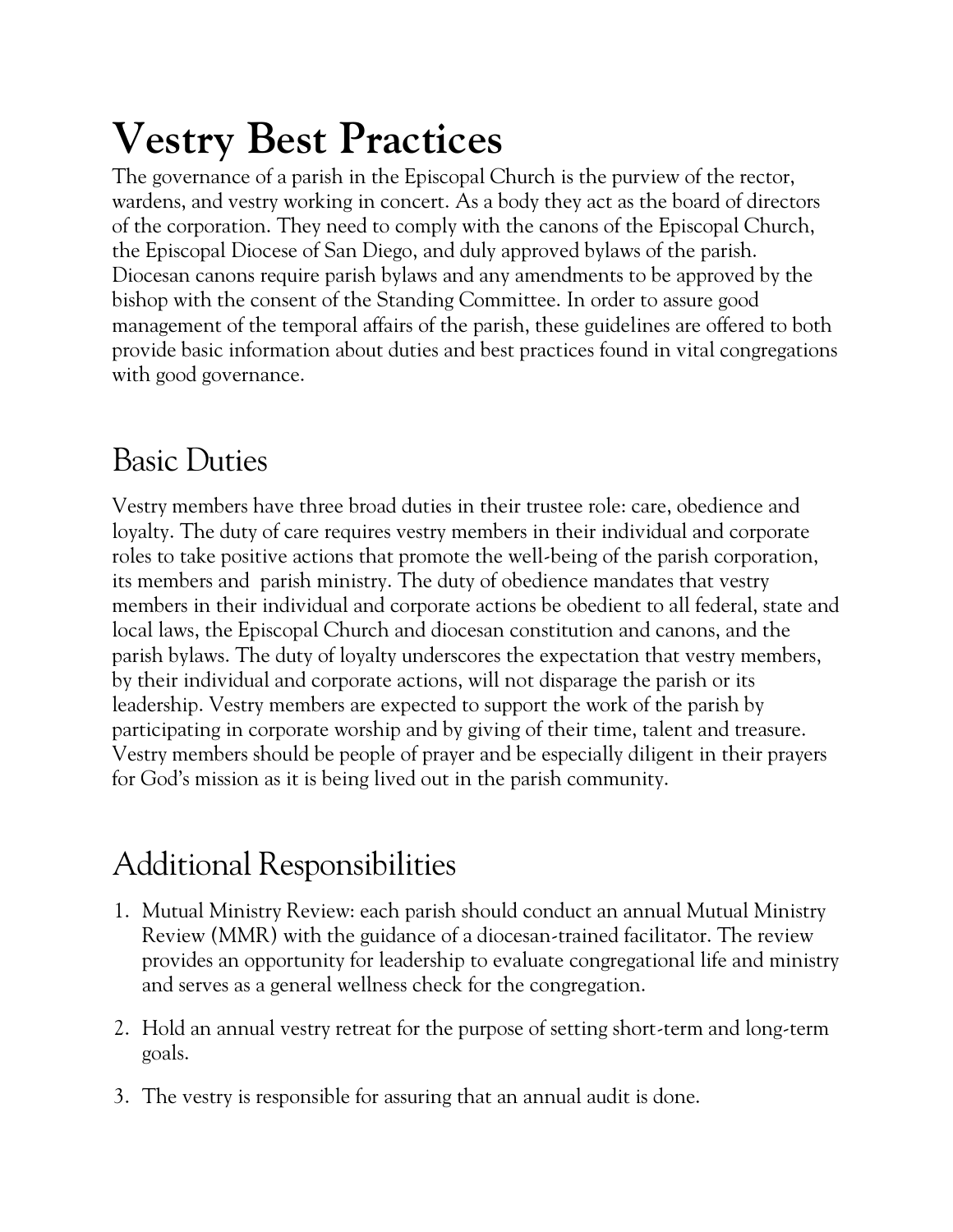# Vestry Best Practices

The governance of a parish in the Episcopal Church is the purview of the rector, wardens, and vestry working in concert. As a body they act as the board of directors of the corporation. They need to comply with the canons of the Episcopal Church, the Episcopal Diocese of San Diego, and duly approved bylaws of the parish. Diocesan canons require parish bylaws and any amendments to be approved by the bishop with the consent of the Standing Committee. In order to assure good management of the temporal affairs of the parish, these guidelines are offered to both provide basic information about duties and best practices found in vital congregations with good governance.

## Basic Duties

Vestry members have three broad duties in their trustee role: care, obedience and loyalty. The duty of care requires vestry members in their individual and corporate roles to take positive actions that promote the well-being of the parish corporation, its members and parish ministry. The duty of obedience mandates that vestry members in their individual and corporate actions be obedient to all federal, state and local laws, the Episcopal Church and diocesan constitution and canons, and the parish bylaws. The duty of loyalty underscores the expectation that vestry members, by their individual and corporate actions, will not disparage the parish or its leadership. Vestry members are expected to support the work of the parish by participating in corporate worship and by giving of their time, talent and treasure. Vestry members should be people of prayer and be especially diligent in their prayers for God's mission as it is being lived out in the parish community.

## Additional Responsibilities

1. Mutual Ministry Review: each parish should conduct an annual Mutual Ministry Review (MMR) with the guidance of a diocesan-trained facilitator. The review provides an opportunity for leadership to evaluate congregational life and ministry and serves as a general wellness check for the congregation.

2. Hold an annual vestry retreat for the purpose of setting short-term and long-term goals.

3. The vestry is responsible for assuring that an annual audit is done.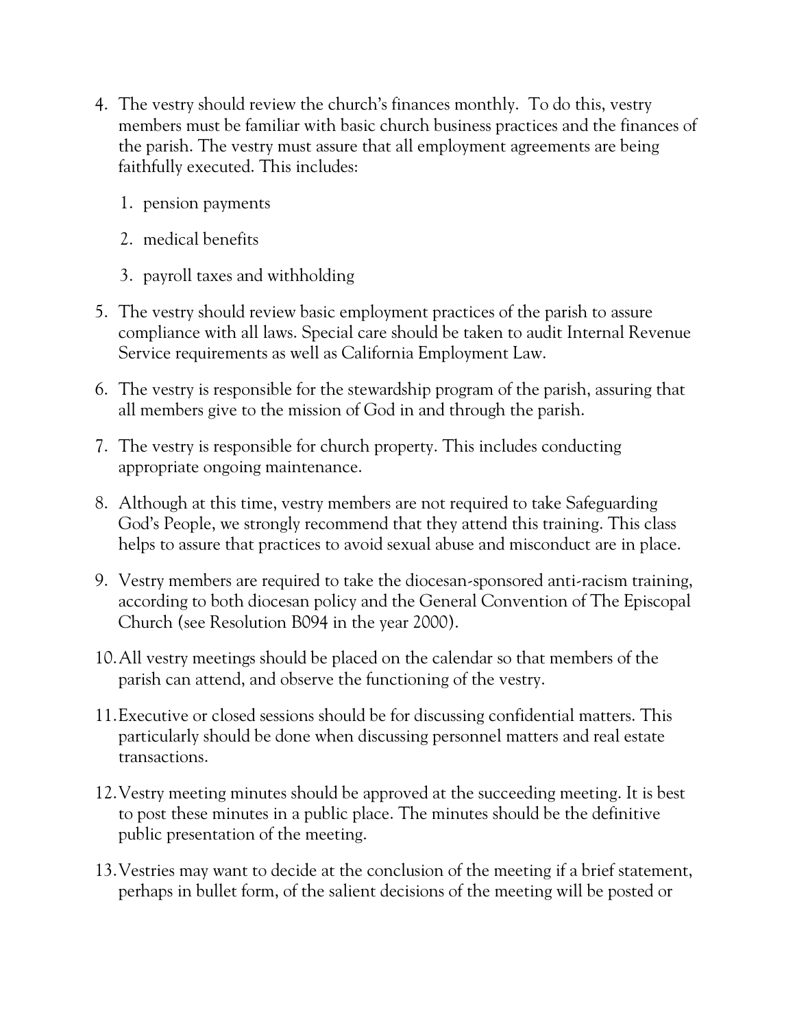4. The vestry should review the church's finances monthly. To do this, vestry members must be familiar with basic church business practices and the finances of the parish. The vestry must assure that all employment agreements are being faithfully executed. This includes:

    1. pension payments
    2. medical benefits
    3. payroll taxes and withholding

5. The vestry should review basic employment practices of the parish to assure compliance with all laws. Special care should be taken to audit Internal Revenue Service requirements as well as California Employment Law.

6. The vestry is responsible for the stewardship program of the parish, assuring that all members give to the mission of God in and through the parish.

7. The vestry is responsible for church property. This includes conducting appropriate ongoing maintenance.

8. Although at this time, vestry members are not required to take Safeguarding God's People, we strongly recommend that they attend this training. This class helps to assure that practices to avoid sexual abuse and misconduct are in place.

9. Vestry members are required to take the diocesan-sponsored anti-racism training, according to both diocesan policy and the General Convention of The Episcopal Church (see Resolution B094 in the year 2000).

10. All vestry meetings should be placed on the calendar so that members of the parish can attend, and observe the functioning of the vestry.

11. Executive or closed sessions should be for discussing confidential matters. This particularly should be done when discussing personnel matters and real estate transactions.

12. Vestry meeting minutes should be approved at the succeeding meeting. It is best to post these minutes in a public place. The minutes should be the definitive public presentation of the meeting.

13. Vestries may want to decide at the conclusion of the meeting if a brief statement, perhaps in bullet form, of the salient decisions of the meeting will be posted or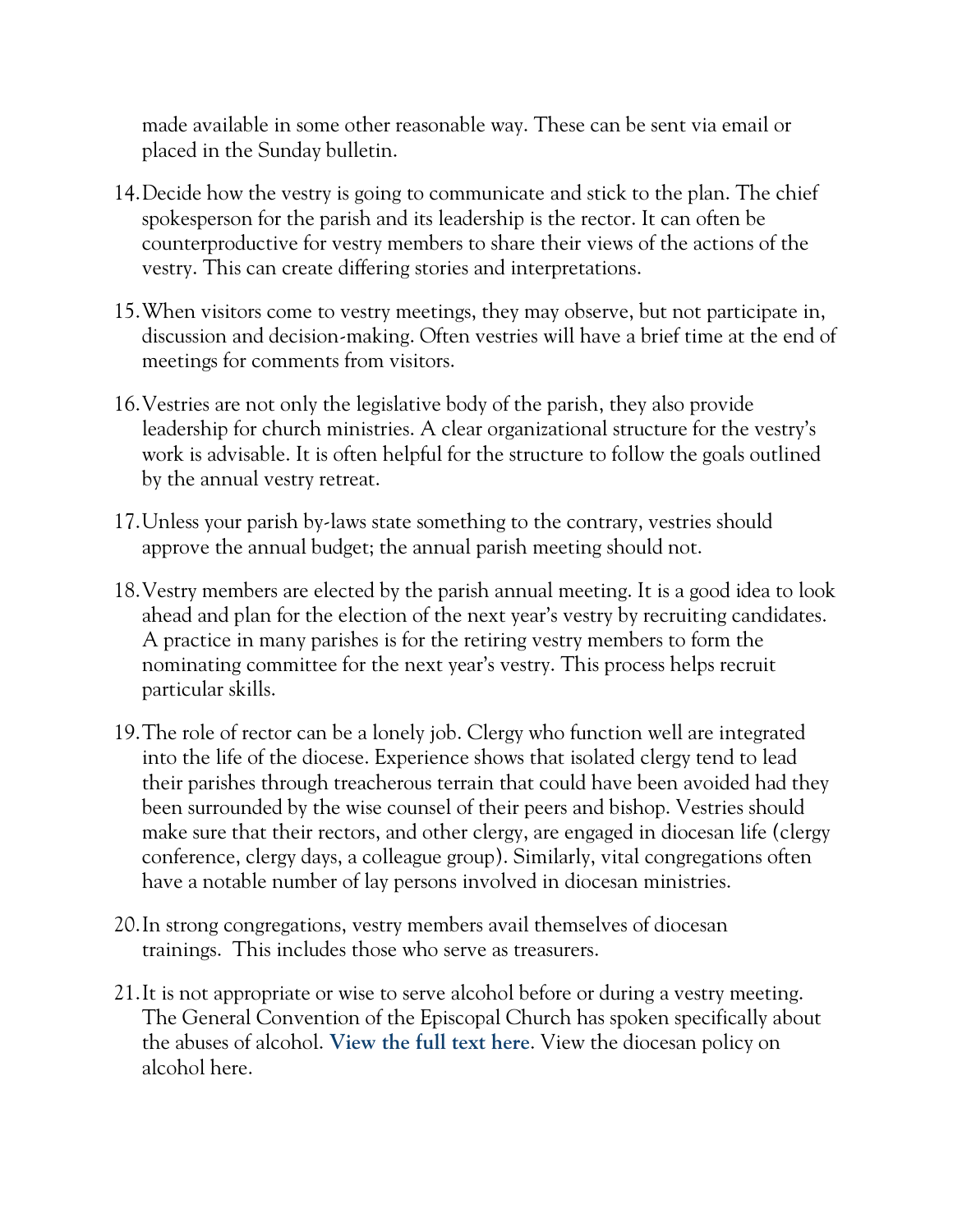made available in some other reasonable way. These can be sent via email or placed in the Sunday bulletin.

14. Decide how the vestry is going to communicate and stick to the plan. The chief spokesperson for the parish and its leadership is the rector. It can often be counterproductive for vestry members to share their views of the actions of the vestry. This can create differing stories and interpretations.

15. When visitors come to vestry meetings, they may observe, but not participate in, discussion and decision-making. Often vestries will have a brief time at the end of meetings for comments from visitors.

16. Vestries are not only the legislative body of the parish, they also provide leadership for church ministries. A clear organizational structure for the vestry's work is advisable. It is often helpful for the structure to follow the goals outlined by the annual vestry retreat.

17. Unless your parish by-laws state something to the contrary, vestries should approve the annual budget; the annual parish meeting should not.

18. Vestry members are elected by the parish annual meeting. It is a good idea to look ahead and plan for the election of the next year's vestry by recruiting candidates. A practice in many parishes is for the retiring vestry members to form the nominating committee for the next year's vestry. This process helps recruit particular skills.

19. The role of rector can be a lonely job. Clergy who function well are integrated into the life of the diocese. Experience shows that isolated clergy tend to lead their parishes through treacherous terrain that could have been avoided had they been surrounded by the wise counsel of their peers and bishop. Vestries should make sure that their rectors, and other clergy, are engaged in diocesan life (clergy conference, clergy days, a colleague group). Similarly, vital congregations often have a notable number of lay persons involved in diocesan ministries.

20. In strong congregations, vestry members avail themselves of diocesan trainings. This includes those who serve as treasurers.

21. It is not appropriate or wise to serve alcohol before or during a vestry meeting. The General Convention of the Episcopal Church has spoken specifically about the abuses of alcohol. **View the full text here**. View the diocesan policy on alcohol here.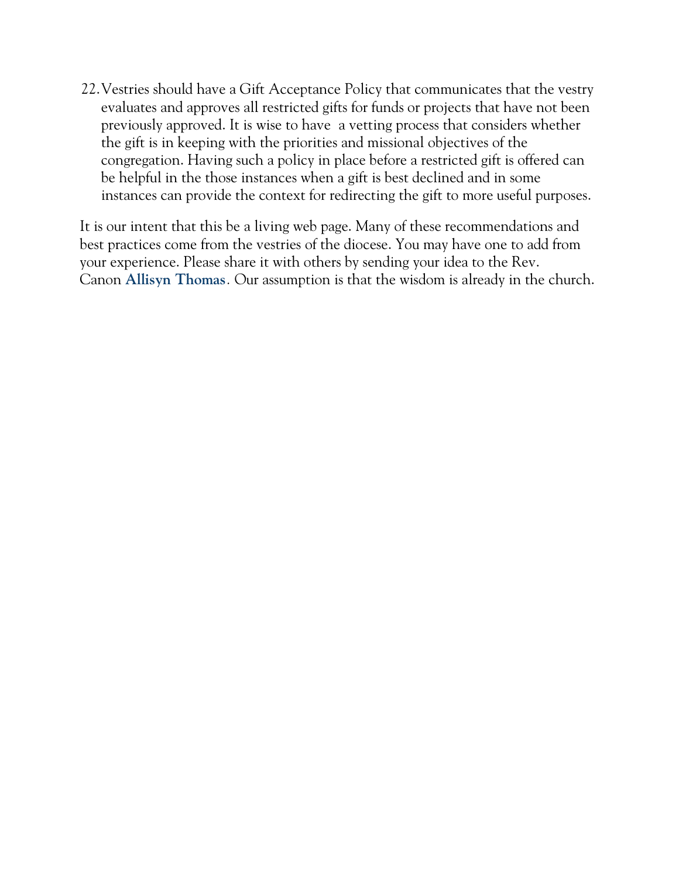22. Vestries should have a Gift Acceptance Policy that communicates that the vestry evaluates and approves all restricted gifts for funds or projects that have not been previously approved. It is wise to have a vetting process that considers whether the gift is in keeping with the priorities and missional objectives of the congregation. Having such a policy in place before a restricted gift is offered can be helpful in the those instances when a gift is best declined and in some instances can provide the context for redirecting the gift to more useful purposes.

It is our intent that this be a living web page. Many of these recommendations and best practices come from the vestries of the diocese. You may have one to add from your experience. Please share it with others by sending your idea to the Rev. Canon **Allisyn Thomas**. Our assumption is that the wisdom is already in the church.